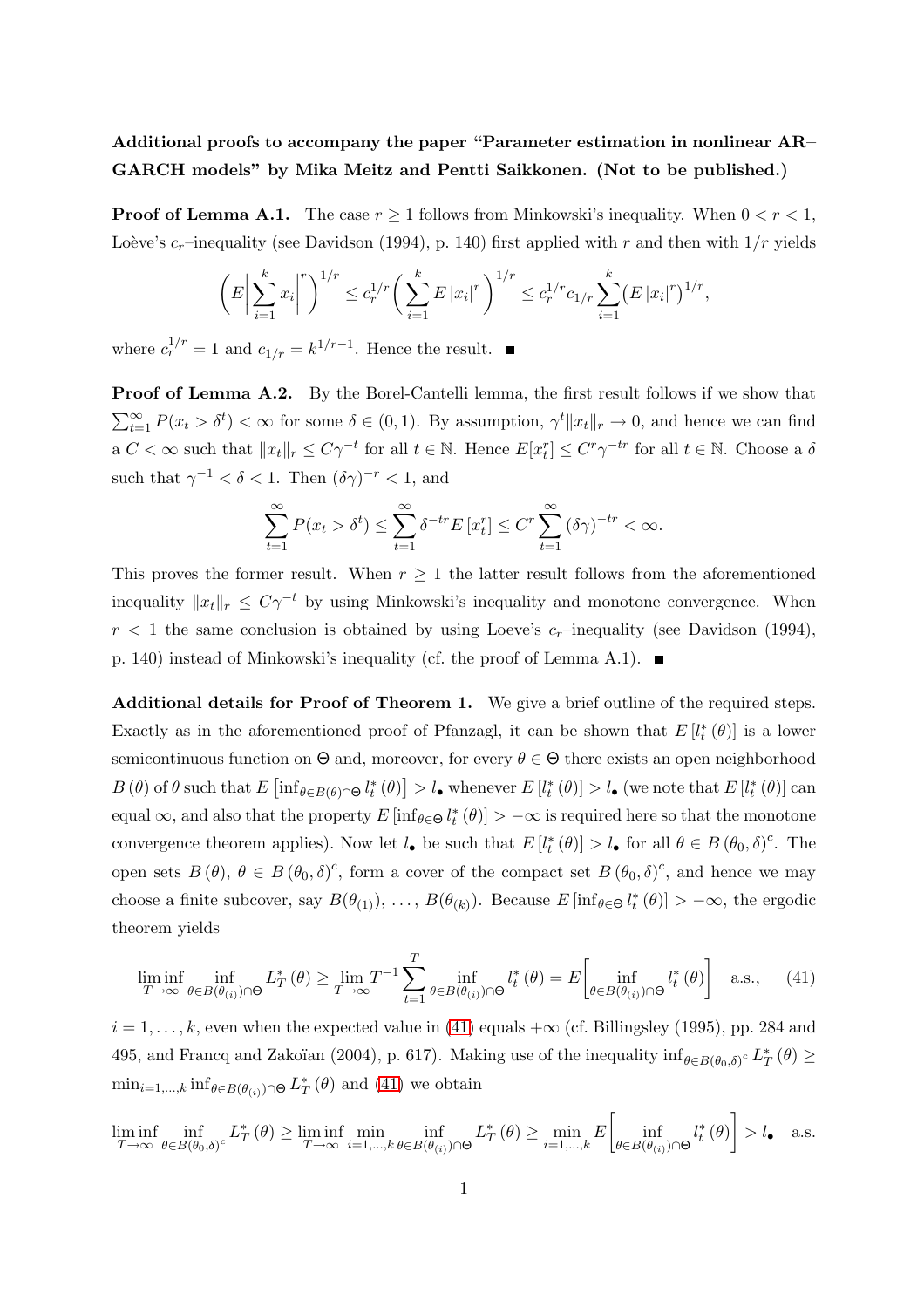**Additional proofs to accompany the paper "Parameter estimation in nonlinear AR–GARCH models" by Mika Meitz and Pentti Saikkonen. (Not to be published.)**

**Proof of Lemma A.1.** The case $r \geq 1$ follows from Minkowski's inequality. When $0 < r < 1$, Loève's $c_r$–inequality (see Davidson (1994), p. 140) first applied with $r$ and then with $1/r$ yields

$$\left( E\left| \sum_{i=1}^{k} x_i \right|^r \right)^{1/r} \leq c_r^{1/r} \left( \sum_{i=1}^{k} E\,|x_i|^r \right)^{1/r} \leq c_r^{1/r} c_{1/r} \sum_{i=1}^{k} \left( E\,|x_i|^r \right)^{1/r},$$

where $c_r^{1/r} = 1$ and $c_{1/r} = k^{1/r-1}$. Hence the result. ■

**Proof of Lemma A.2.** By the Borel-Cantelli lemma, the first result follows if we show that $\sum_{t=1}^{\infty} P(x_t > \delta^t) < \infty$ for some $\delta \in (0,1)$. By assumption, $\gamma^t \|x_t\|_r \to 0$, and hence we can find a $C < \infty$ such that $\|x_t\|_r \leq C\gamma^{-t}$ for all $t \in \mathbb{N}$. Hence $E[x_t^r] \leq C^r \gamma^{-tr}$ for all $t \in \mathbb{N}$. Choose a $\delta$ such that $\gamma^{-1} < \delta < 1$. Then $(\delta\gamma)^{-r} < 1$, and

$$\sum_{t=1}^{\infty} P(x_t > \delta^t) \leq \sum_{t=1}^{\infty} \delta^{-tr} E\left[x_t^r\right] \leq C^r \sum_{t=1}^{\infty} (\delta\gamma)^{-tr} < \infty.$$

This proves the former result. When $r \geq 1$ the latter result follows from the aforementioned inequality $\|x_t\|_r \leq C\gamma^{-t}$ by using Minkowski's inequality and monotone convergence. When $r < 1$ the same conclusion is obtained by using Loeve's $c_r$–inequality (see Davidson (1994), p. 140) instead of Minkowski's inequality (cf. the proof of Lemma A.1). ■

**Additional details for Proof of Theorem 1.** We give a brief outline of the required steps. Exactly as in the aforementioned proof of Pfanzagl, it can be shown that $E\left[l_t^*(\theta)\right]$ is a lower semicontinuous function on $\Theta$ and, moreover, for every $\theta \in \Theta$ there exists an open neighborhood $B(\theta)$ of $\theta$ such that $E\left[\inf_{\theta \in B(\theta) \cap \Theta} l_t^*(\theta)\right] > l_\bullet$ whenever $E\left[l_t^*(\theta)\right] > l_\bullet$ (we note that $E\left[l_t^*(\theta)\right]$ can equal $\infty$, and also that the property $E\left[\inf_{\theta \in \Theta} l_t^*(\theta)\right] > -\infty$ is required here so that the monotone convergence theorem applies). Now let $l_\bullet$ be such that $E\left[l_t^*(\theta)\right] > l_\bullet$ for all $\theta \in B(\theta_0, \delta)^c$. The open sets $B(\theta)$, $\theta \in B(\theta_0, \delta)^c$, form a cover of the compact set $B(\theta_0, \delta)^c$, and hence we may choose a finite subcover, say $B(\theta_{(1)}), \ldots, B(\theta_{(k)})$. Because $E\left[\inf_{\theta \in \Theta} l_t^*(\theta)\right] > -\infty$, the ergodic theorem yields

$$\liminf_{T \to \infty} \inf_{\theta \in B(\theta_{(i)}) \cap \Theta} L_T^*(\theta) \geq \lim_{T \to \infty} T^{-1} \sum_{t=1}^{T} \inf_{\theta \in B(\theta_{(i)}) \cap \Theta} l_t^*(\theta) = E\left[\inf_{\theta \in B(\theta_{(i)}) \cap \Theta} l_t^*(\theta)\right] \quad \text{a.s.,} \tag{41}$$

$i = 1, \ldots, k$, even when the expected value in (41) equals $+\infty$ (cf. Billingsley (1995), pp. 284 and 495, and Francq and Zakoïan (2004), p. 617). Making use of the inequality $\inf_{\theta \in B(\theta_0,\delta)^c} L_T^*(\theta) \geq \min_{i=1,\ldots,k} \inf_{\theta \in B(\theta_{(i)}) \cap \Theta} L_T^*(\theta)$ and (41) we obtain

$$\liminf_{T \to \infty} \inf_{\theta \in B(\theta_0,\delta)^c} L_T^*(\theta) \geq \liminf_{T \to \infty} \min_{i=1,\ldots,k} \inf_{\theta \in B(\theta_{(i)}) \cap \Theta} L_T^*(\theta) \geq \min_{i=1,\ldots,k} E\left[\inf_{\theta \in B(\theta_{(i)}) \cap \Theta} l_t^*(\theta)\right] > l_\bullet \quad \text{a.s.}$$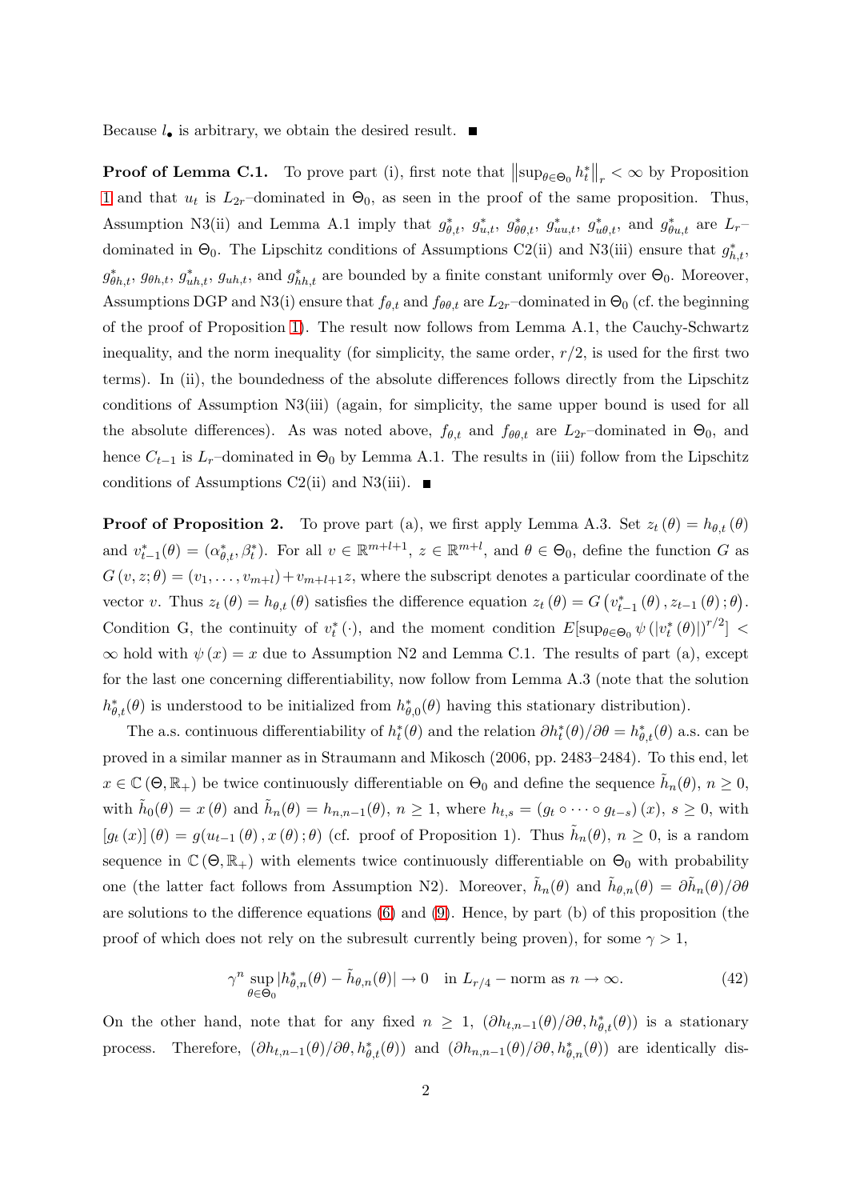Because $l_\bullet$ is arbitrary, we obtain the desired result. ■

**Proof of Lemma C.1.** To prove part (i), first note that $\left\|\sup_{\theta\in\Theta_0} h_t^*\right\|_r < \infty$ by Proposition 1 and that $u_t$ is $L_{2r}$–dominated in $\Theta_0$, as seen in the proof of the same proposition. Thus, Assumption N3(ii) and Lemma A.1 imply that $g_{\theta,t}^*$, $g_{u,t}^*$, $g_{\theta\theta,t}^*$, $g_{uu,t}^*$, $g_{u\theta,t}^*$, and $g_{\theta u,t}^*$ are $L_r$–dominated in $\Theta_0$. The Lipschitz conditions of Assumptions C2(ii) and N3(iii) ensure that $g_{h,t}^*$, $g_{\theta h,t}^*$, $g_{\theta h,t}$, $g_{uh,t}^*$, $g_{uh,t}$, and $g_{hh,t}^*$ are bounded by a finite constant uniformly over $\Theta_0$. Moreover, Assumptions DGP and N3(i) ensure that $f_{\theta,t}$ and $f_{\theta\theta,t}$ are $L_{2r}$–dominated in $\Theta_0$ (cf. the beginning of the proof of Proposition 1). The result now follows from Lemma A.1, the Cauchy-Schwartz inequality, and the norm inequality (for simplicity, the same order, $r/2$, is used for the first two terms). In (ii), the boundedness of the absolute differences follows directly from the Lipschitz conditions of Assumption N3(iii) (again, for simplicity, the same upper bound is used for all the absolute differences). As was noted above, $f_{\theta,t}$ and $f_{\theta\theta,t}$ are $L_{2r}$–dominated in $\Theta_0$, and hence $C_{t-1}$ is $L_r$–dominated in $\Theta_0$ by Lemma A.1. The results in (iii) follow from the Lipschitz conditions of Assumptions C2(ii) and N3(iii). ■

**Proof of Proposition 2.** To prove part (a), we first apply Lemma A.3. Set $z_t(\theta) = h_{\theta,t}(\theta)$ and $v_{t-1}^*(\theta) = (\alpha_{\theta,t}^*, \beta_t^*)$. For all $v \in \mathbb{R}^{m+l+1}$, $z \in \mathbb{R}^{m+l}$, and $\theta \in \Theta_0$, define the function $G$ as $G(v, z; \theta) = (v_1, \ldots, v_{m+l}) + v_{m+l+1}z$, where the subscript denotes a particular coordinate of the vector $v$. Thus $z_t(\theta) = h_{\theta,t}(\theta)$ satisfies the difference equation $z_t(\theta) = G\left(v_{t-1}^*(\theta), z_{t-1}(\theta); \theta\right)$. Condition G, the continuity of $v_t^*(\cdot)$, and the moment condition $E[\sup_{\theta\in\Theta_0} \psi\left(|v_t^*(\theta)|\right)^{r/2}] < \infty$ hold with $\psi(x) = x$ due to Assumption N2 and Lemma C.1. The results of part (a), except for the last one concerning differentiability, now follow from Lemma A.3 (note that the solution $h_{\theta,t}^*(\theta)$ is understood to be initialized from $h_{\theta,0}^*(\theta)$ having this stationary distribution).

The a.s. continuous differentiability of $h_t^*(\theta)$ and the relation $\partial h_t^*(\theta)/\partial\theta = h_{\theta,t}^*(\theta)$ a.s. can be proved in a similar manner as in Straumann and Mikosch (2006, pp. 2483–2484). To this end, let $x \in \mathbb{C}(\Theta, \mathbb{R}_+)$ be twice continuously differentiable on $\Theta_0$ and define the sequence $\tilde{h}_n(\theta)$, $n \geq 0$, with $\tilde{h}_0(\theta) = x(\theta)$ and $\tilde{h}_n(\theta) = h_{n,n-1}(\theta)$, $n \geq 1$, where $h_{t,s} = (g_t \circ \cdots \circ g_{t-s})(x)$, $s \geq 0$, with $[g_t(x)](\theta) = g(u_{t-1}(\theta), x(\theta); \theta)$ (cf. proof of Proposition 1). Thus $\tilde{h}_n(\theta)$, $n \geq 0$, is a random sequence in $\mathbb{C}(\Theta, \mathbb{R}_+)$ with elements twice continuously differentiable on $\Theta_0$ with probability one (the latter fact follows from Assumption N2). Moreover, $\tilde{h}_n(\theta)$ and $\tilde{h}_{\theta,n}(\theta) = \partial\tilde{h}_n(\theta)/\partial\theta$ are solutions to the difference equations (6) and (9). Hence, by part (b) of this proposition (the proof of which does not rely on the subresult currently being proven), for some $\gamma > 1$,

$$\gamma^n \sup_{\theta\in\Theta_0} |h_{\theta,n}^*(\theta) - \tilde{h}_{\theta,n}(\theta)| \to 0 \quad \text{in } L_{r/4} - \text{norm as } n \to \infty. \tag{42}$$

On the other hand, note that for any fixed $n \geq 1$, $(\partial h_{t,n-1}(\theta)/\partial\theta, h_{\theta,t}^*(\theta))$ is a stationary process. Therefore, $(\partial h_{t,n-1}(\theta)/\partial\theta, h_{\theta,t}^*(\theta))$ and $(\partial h_{n,n-1}(\theta)/\partial\theta, h_{\theta,n}^*(\theta))$ are identically dis-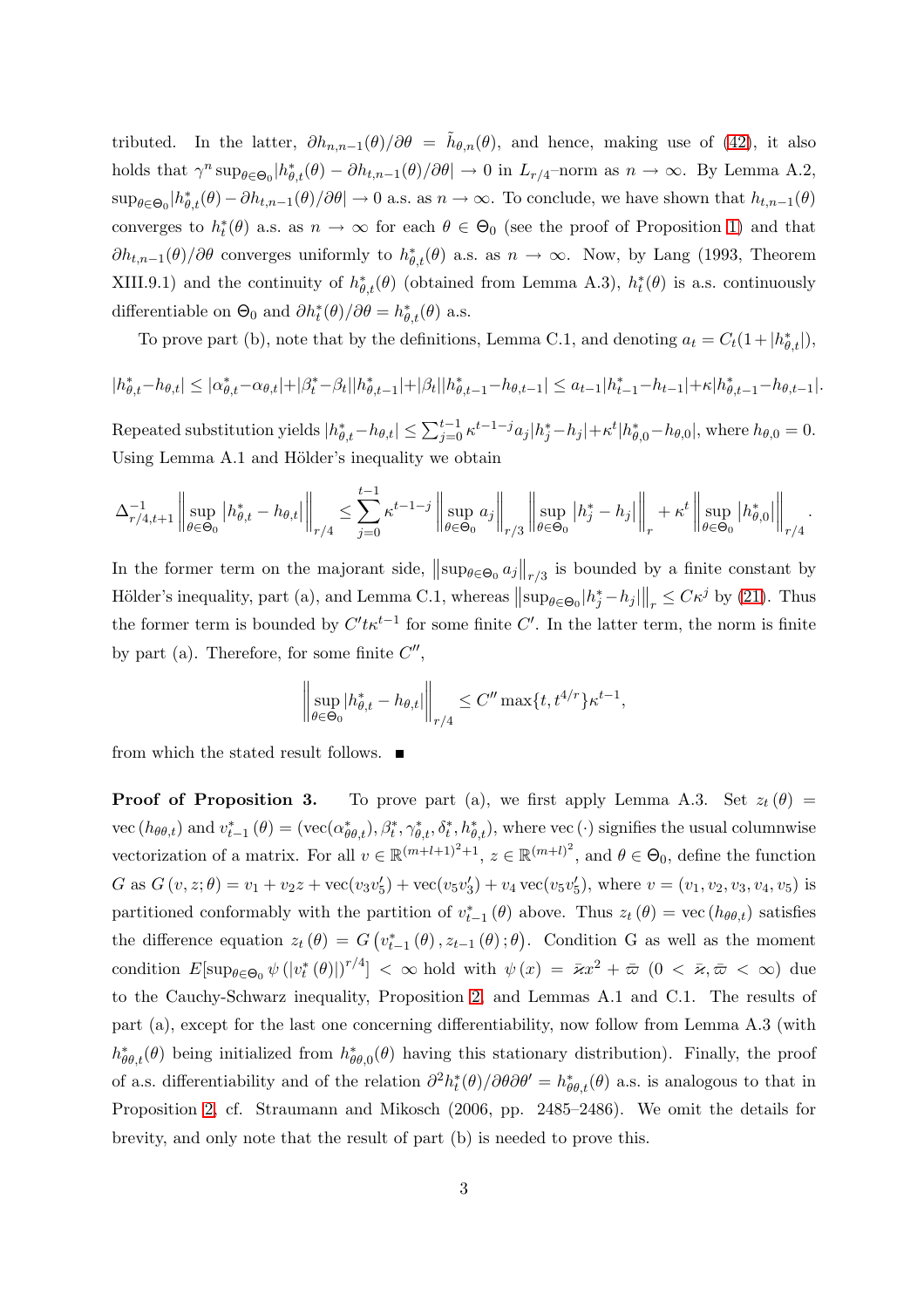tributed. In the latter, $\partial h_{n,n-1}(\theta)/\partial\theta = \tilde{h}_{\theta,n}(\theta)$, and hence, making use of (42), it also holds that $\gamma^n \sup_{\theta\in\Theta_0}|h^*_{\theta,t}(\theta) - \partial h_{t,n-1}(\theta)/\partial\theta| \to 0$ in $L_{r/4}$–norm as $n \to \infty$. By Lemma A.2, $\sup_{\theta\in\Theta_0}|h^*_{\theta,t}(\theta) - \partial h_{t,n-1}(\theta)/\partial\theta| \to 0$ a.s. as $n \to \infty$. To conclude, we have shown that $h_{t,n-1}(\theta)$ converges to $h^*_t(\theta)$ a.s. as $n \to \infty$ for each $\theta \in \Theta_0$ (see the proof of Proposition 1) and that $\partial h_{t,n-1}(\theta)/\partial\theta$ converges uniformly to $h^*_{\theta,t}(\theta)$ a.s. as $n \to \infty$. Now, by Lang (1993, Theorem XIII.9.1) and the continuity of $h^*_{\theta,t}(\theta)$ (obtained from Lemma A.3), $h^*_t(\theta)$ is a.s. continuously differentiable on $\Theta_0$ and $\partial h^*_t(\theta)/\partial\theta = h^*_{\theta,t}(\theta)$ a.s.

To prove part (b), note that by the definitions, Lemma C.1, and denoting $a_t = C_t(1+|h^*_{\theta,t}|)$,

$$|h^*_{\theta,t}-h_{\theta,t}| \leq |\alpha^*_{\theta,t}-\alpha_{\theta,t}|+|\beta^*_t-\beta_t||h^*_{\theta,t-1}|+|\beta_t||h^*_{\theta,t-1}-h_{\theta,t-1}| \leq a_{t-1}|h^*_{t-1}-h_{t-1}|+\kappa|h^*_{\theta,t-1}-h_{\theta,t-1}|.$$

Repeated substitution yields $|h^*_{\theta,t}-h_{\theta,t}| \leq \sum_{j=0}^{t-1}\kappa^{t-1-j}a_j|h^*_j-h_j|+\kappa^t|h^*_{\theta,0}-h_{\theta,0}|$, where $h_{\theta,0}=0$. Using Lemma A.1 and Hölder's inequality we obtain

$$\Delta^{-1}_{r/4,t+1}\left\|\sup_{\theta\in\Theta_0}\left|h^*_{\theta,t}-h_{\theta,t}\right|\right\|_{r/4} \leq \sum_{j=0}^{t-1}\kappa^{t-1-j}\left\|\sup_{\theta\in\Theta_0}a_j\right\|_{r/3}\left\|\sup_{\theta\in\Theta_0}\left|h^*_j-h_j\right|\right\|_r + \kappa^t\left\|\sup_{\theta\in\Theta_0}\left|h^*_{\theta,0}\right|\right\|_{r/4}.$$

In the former term on the majorant side, $\left\|\sup_{\theta\in\Theta_0}a_j\right\|_{r/3}$ is bounded by a finite constant by Hölder's inequality, part (a), and Lemma C.1, whereas $\left\|\sup_{\theta\in\Theta_0}|h^*_j-h_j|\right\|_r \leq C\kappa^j$ by (21). Thus the former term is bounded by $C't\kappa^{t-1}$ for some finite $C'$. In the latter term, the norm is finite by part (a). Therefore, for some finite $C''$,

$$\left\|\sup_{\theta\in\Theta_0}|h^*_{\theta,t}-h_{\theta,t}|\right\|_{r/4} \leq C''\max\{t, t^{4/r}\}\kappa^{t-1},$$

from which the stated result follows. ■

**Proof of Proposition 3.** To prove part (a), we first apply Lemma A.3. Set $z_t(\theta) = \operatorname{vec}(h_{\theta\theta,t})$ and $v^*_{t-1}(\theta) = (\operatorname{vec}(\alpha^*_{\theta\theta,t}), \beta^*_t, \gamma^*_{\theta,t}, \delta^*_t, h^*_{\theta,t})$, where $\operatorname{vec}(\cdot)$ signifies the usual columnwise vectorization of a matrix. For all $v \in \mathbb{R}^{(m+l+1)^2+1}$, $z \in \mathbb{R}^{(m+l)^2}$, and $\theta \in \Theta_0$, define the function $G$ as $G(v,z;\theta) = v_1 + v_2 z + \operatorname{vec}(v_3 v_5') + \operatorname{vec}(v_5 v_3') + v_4 \operatorname{vec}(v_5 v_5')$, where $v = (v_1, v_2, v_3, v_4, v_5)$ is partitioned conformably with the partition of $v^*_{t-1}(\theta)$ above. Thus $z_t(\theta) = \operatorname{vec}(h_{\theta\theta,t})$ satisfies the difference equation $z_t(\theta) = G(v^*_{t-1}(\theta), z_{t-1}(\theta);\theta)$. Condition G as well as the moment condition $E[\sup_{\theta\in\Theta_0}\psi(|v^*_t(\theta)|)^{r/4}] < \infty$ hold with $\psi(x) = \bar{\varkappa}x^2 + \bar{\varpi}$ $(0 < \bar{\varkappa}, \bar{\varpi} < \infty)$ due to the Cauchy-Schwarz inequality, Proposition 2, and Lemmas A.1 and C.1. The results of part (a), except for the last one concerning differentiability, now follow from Lemma A.3 (with $h^*_{\theta\theta,t}(\theta)$ being initialized from $h^*_{\theta\theta,0}(\theta)$ having this stationary distribution). Finally, the proof of a.s. differentiability and of the relation $\partial^2 h^*_t(\theta)/\partial\theta\partial\theta' = h^*_{\theta\theta,t}(\theta)$ a.s. is analogous to that in Proposition 2, cf. Straumann and Mikosch (2006, pp. 2485–2486). We omit the details for brevity, and only note that the result of part (b) is needed to prove this.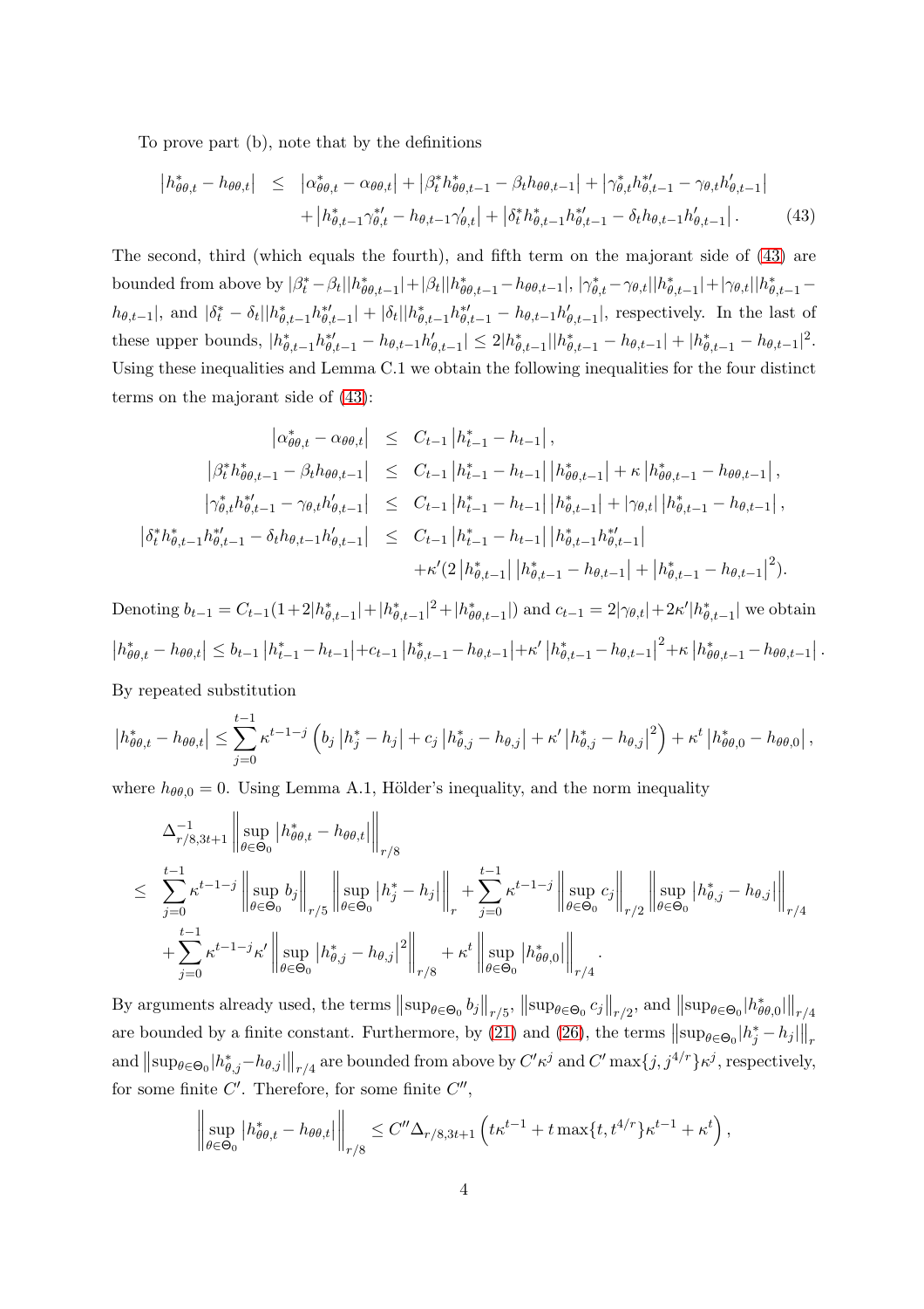To prove part (b), note that by the definitions

$$
\begin{aligned}
\left|h^*_{\theta\theta,t} - h_{\theta\theta,t}\right| &\leq \left|\alpha^*_{\theta\theta,t} - \alpha_{\theta\theta,t}\right| + \left|\beta^*_t h^*_{\theta\theta,t-1} - \beta_t h_{\theta\theta,t-1}\right| + \left|\gamma^*_{\theta,t} h^{*\prime}_{\theta,t-1} - \gamma_{\theta,t} h^{\prime}_{\theta,t-1}\right| \\
&\quad + \left|h^*_{\theta,t-1}\gamma^{*\prime}_{\theta,t} - h_{\theta,t-1}\gamma^{\prime}_{\theta,t}\right| + \left|\delta^*_t h^*_{\theta,t-1} h^{*\prime}_{\theta,t-1} - \delta_t h_{\theta,t-1} h^{\prime}_{\theta,t-1}\right|. \qquad (43)
\end{aligned}
$$

The second, third (which equals the fourth), and fifth term on the majorant side of (43) are bounded from above by $|\beta^*_t - \beta_t||h^*_{\theta\theta,t-1}| + |\beta_t||h^*_{\theta\theta,t-1} - h_{\theta\theta,t-1}|$, $|\gamma^*_{\theta,t} - \gamma_{\theta,t}||h^*_{\theta,t-1}| + |\gamma_{\theta,t}||h^*_{\theta,t-1} - h_{\theta,t-1}|$, and $|\delta^*_t - \delta_t||h^*_{\theta,t-1}h^{*\prime}_{\theta,t-1}| + |\delta_t||h^*_{\theta,t-1}h^{*\prime}_{\theta,t-1} - h_{\theta,t-1}h^{\prime}_{\theta,t-1}|$, respectively. In the last of these upper bounds, $|h^*_{\theta,t-1}h^{*\prime}_{\theta,t-1} - h_{\theta,t-1}h^{\prime}_{\theta,t-1}| \leq 2|h^*_{\theta,t-1}||h^*_{\theta,t-1} - h_{\theta,t-1}| + |h^*_{\theta,t-1} - h_{\theta,t-1}|^2$. Using these inequalities and Lemma C.1 we obtain the following inequalities for the four distinct terms on the majorant side of (43):

$$
\begin{aligned}
\left|\alpha^*_{\theta\theta,t} - \alpha_{\theta\theta,t}\right| &\leq C_{t-1}\left|h^*_{t-1} - h_{t-1}\right|, \\
\left|\beta^*_t h^*_{\theta\theta,t-1} - \beta_t h_{\theta\theta,t-1}\right| &\leq C_{t-1}\left|h^*_{t-1} - h_{t-1}\right|\left|h^*_{\theta\theta,t-1}\right| + \kappa\left|h^*_{\theta\theta,t-1} - h_{\theta\theta,t-1}\right|, \\
\left|\gamma^*_{\theta,t} h^{*\prime}_{\theta,t-1} - \gamma_{\theta,t} h^{\prime}_{\theta,t-1}\right| &\leq C_{t-1}\left|h^*_{t-1} - h_{t-1}\right|\left|h^*_{\theta,t-1}\right| + \left|\gamma_{\theta,t}\right|\left|h^*_{\theta,t-1} - h_{\theta,t-1}\right|, \\
\left|\delta^*_t h^*_{\theta,t-1} h^{*\prime}_{\theta,t-1} - \delta_t h_{\theta,t-1} h^{\prime}_{\theta,t-1}\right| &\leq C_{t-1}\left|h^*_{t-1} - h_{t-1}\right|\left|h^*_{\theta,t-1} h^{*\prime}_{\theta,t-1}\right| \\
&\quad + \kappa^{\prime}(2\left|h^*_{\theta,t-1}\right|\left|h^*_{\theta,t-1} - h_{\theta,t-1}\right| + \left|h^*_{\theta,t-1} - h_{\theta,t-1}\right|^2).
\end{aligned}
$$

Denoting $b_{t-1} = C_{t-1}(1 + 2|h^*_{\theta,t-1}| + |h^*_{\theta,t-1}|^2 + |h^*_{\theta\theta,t-1}|)$ and $c_{t-1} = 2|\gamma_{\theta,t}| + 2\kappa^{\prime}|h^*_{\theta,t-1}|$ we obtain

$$
\left|h^*_{\theta\theta,t} - h_{\theta\theta,t}\right| \leq b_{t-1}\left|h^*_{t-1} - h_{t-1}\right| + c_{t-1}\left|h^*_{\theta,t-1} - h_{\theta,t-1}\right| + \kappa^{\prime}\left|h^*_{\theta,t-1} - h_{\theta,t-1}\right|^2 + \kappa\left|h^*_{\theta\theta,t-1} - h_{\theta\theta,t-1}\right|.
$$

By repeated substitution

$$
\left|h^*_{\theta\theta,t} - h_{\theta\theta,t}\right| \leq \sum_{j=0}^{t-1}\kappa^{t-1-j}\left(b_j\left|h^*_j - h_j\right| + c_j\left|h^*_{\theta,j} - h_{\theta,j}\right| + \kappa^{\prime}\left|h^*_{\theta,j} - h_{\theta,j}\right|^2\right) + \kappa^t\left|h^*_{\theta\theta,0} - h_{\theta\theta,0}\right|,
$$

where $h_{\theta\theta,0} = 0$. Using Lemma A.1, Hölder's inequality, and the norm inequality

$$
\begin{aligned}
&\Delta^{-1}_{r/8,3t+1}\left\|\sup_{\theta\in\Theta_0}\left|h^*_{\theta\theta,t} - h_{\theta\theta,t}\right|\right\|_{r/8} \\
\leq\; &\sum_{j=0}^{t-1}\kappa^{t-1-j}\left\|\sup_{\theta\in\Theta_0} b_j\right\|_{r/5}\left\|\sup_{\theta\in\Theta_0}\left|h^*_j - h_j\right|\right\|_r + \sum_{j=0}^{t-1}\kappa^{t-1-j}\left\|\sup_{\theta\in\Theta_0} c_j\right\|_{r/2}\left\|\sup_{\theta\in\Theta_0}\left|h^*_{\theta,j} - h_{\theta,j}\right|\right\|_{r/4} \\
&+ \sum_{j=0}^{t-1}\kappa^{t-1-j}\kappa^{\prime}\left\|\sup_{\theta\in\Theta_0}\left|h^*_{\theta,j} - h_{\theta,j}\right|^2\right\|_{r/8} + \kappa^t\left\|\sup_{\theta\in\Theta_0}\left|h^*_{\theta\theta,0}\right|\right\|_{r/4}.
\end{aligned}
$$

By arguments already used, the terms $\left\|\sup_{\theta\in\Theta_0} b_j\right\|_{r/5}$, $\left\|\sup_{\theta\in\Theta_0} c_j\right\|_{r/2}$, and $\left\|\sup_{\theta\in\Theta_0}|h^*_{\theta\theta,0}|\right\|_{r/4}$ are bounded by a finite constant. Furthermore, by (21) and (26), the terms $\left\|\sup_{\theta\in\Theta_0}|h^*_j - h_j|\right\|_r$ and $\left\|\sup_{\theta\in\Theta_0}|h^*_{\theta,j} - h_{\theta,j}|\right\|_{r/4}$ are bounded from above by $C^{\prime}\kappa^j$ and $C^{\prime}\max\{j, j^{4/r}\}\kappa^j$, respectively, for some finite $C^{\prime}$. Therefore, for some finite $C^{\prime\prime}$,

$$
\left\|\sup_{\theta\in\Theta_0}\left|h^*_{\theta\theta,t} - h_{\theta\theta,t}\right|\right\|_{r/8} \leq C^{\prime\prime}\Delta_{r/8,3t+1}\left(t\kappa^{t-1} + t\max\{t, t^{4/r}\}\kappa^{t-1} + \kappa^t\right),
$$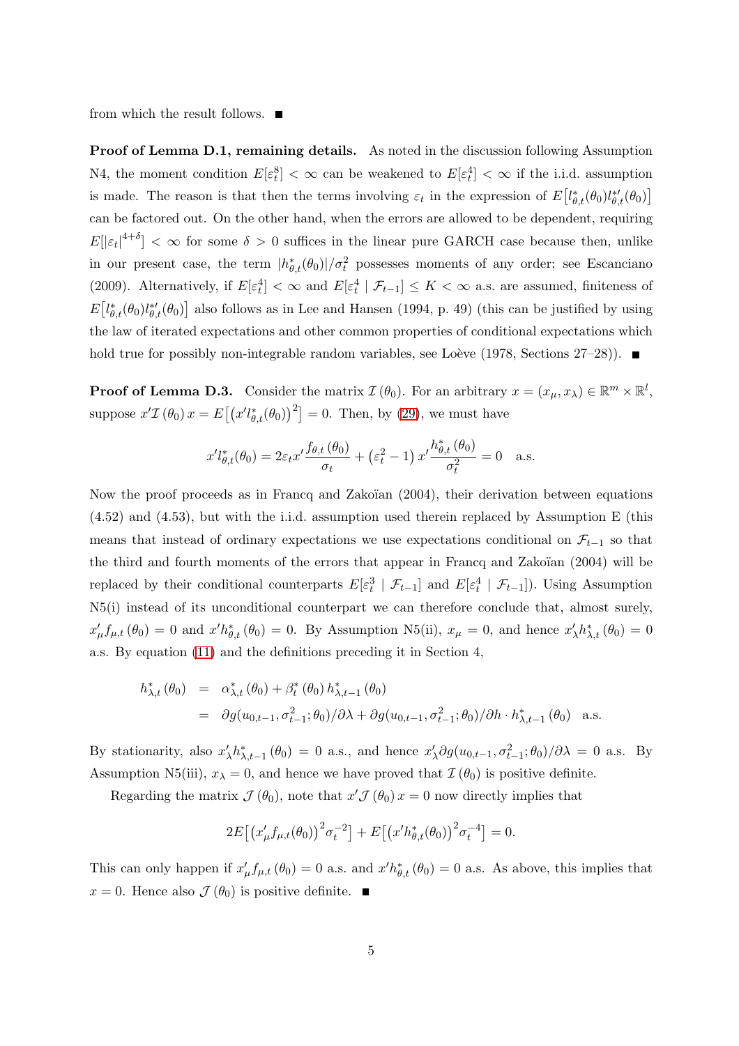from which the result follows. ■

**Proof of Lemma D.1, remaining details.** As noted in the discussion following Assumption N4, the moment condition $E[\varepsilon_t^8] < \infty$ can be weakened to $E[\varepsilon_t^4] < \infty$ if the i.i.d. assumption is made. The reason is that then the terms involving $\varepsilon_t$ in the expression of $E\big[l_{\theta,t}^*(\theta_0) l_{\theta,t}^{*\prime}(\theta_0)\big]$ can be factored out. On the other hand, when the errors are allowed to be dependent, requiring $E[|\varepsilon_t|^{4+\delta}] < \infty$ for some $\delta > 0$ suffices in the linear pure GARCH case because then, unlike in our present case, the term $|h_{\theta,t}^*(\theta_0)|/\sigma_t^2$ possesses moments of any order; see Escanciano (2009). Alternatively, if $E[\varepsilon_t^4] < \infty$ and $E[\varepsilon_t^4 \mid \mathcal{F}_{t-1}] \leq K < \infty$ a.s. are assumed, finiteness of $E\big[l_{\theta,t}^*(\theta_0) l_{\theta,t}^{*\prime}(\theta_0)\big]$ also follows as in Lee and Hansen (1994, p. 49) (this can be justified by using the law of iterated expectations and other common properties of conditional expectations which hold true for possibly non-integrable random variables, see Loève (1978, Sections 27–28)). ■

**Proof of Lemma D.3.** Consider the matrix $\mathcal{I}(\theta_0)$. For an arbitrary $x = (x_\mu, x_\lambda) \in \mathbb{R}^m \times \mathbb{R}^l$, suppose $x'\mathcal{I}(\theta_0)\, x = E\big[\big(x' l_{\theta,t}^*(\theta_0)\big)^2\big] = 0$. Then, by (29), we must have

$$x' l_{\theta,t}^*(\theta_0) = 2\varepsilon_t x' \frac{f_{\theta,t}(\theta_0)}{\sigma_t} + \left(\varepsilon_t^2 - 1\right) x' \frac{h_{\theta,t}^*(\theta_0)}{\sigma_t^2} = 0 \quad \text{a.s.}$$

Now the proof proceeds as in Francq and Zakoïan (2004), their derivation between equations (4.52) and (4.53), but with the i.i.d. assumption used therein replaced by Assumption E (this means that instead of ordinary expectations we use expectations conditional on $\mathcal{F}_{t-1}$ so that the third and fourth moments of the errors that appear in Francq and Zakoïan (2004) will be replaced by their conditional counterparts $E[\varepsilon_t^3 \mid \mathcal{F}_{t-1}]$ and $E[\varepsilon_t^4 \mid \mathcal{F}_{t-1}]$). Using Assumption N5(i) instead of its unconditional counterpart we can therefore conclude that, almost surely, $x_\mu' f_{\mu,t}(\theta_0) = 0$ and $x' h_{\theta,t}^*(\theta_0) = 0$. By Assumption N5(ii), $x_\mu = 0$, and hence $x_\lambda' h_{\lambda,t}^*(\theta_0) = 0$ a.s. By equation (11) and the definitions preceding it in Section 4,

$$\begin{aligned}
h_{\lambda,t}^*(\theta_0) &= \alpha_{\lambda,t}^*(\theta_0) + \beta_t^*(\theta_0)\, h_{\lambda,t-1}^*(\theta_0) \\
&= \partial g(u_{0,t-1}, \sigma_{t-1}^2; \theta_0)/\partial\lambda + \partial g(u_{0,t-1}, \sigma_{t-1}^2; \theta_0)/\partial h \cdot h_{\lambda,t-1}^*(\theta_0) \quad \text{a.s.}
\end{aligned}$$

By stationarity, also $x_\lambda' h_{\lambda,t-1}^*(\theta_0) = 0$ a.s., and hence $x_\lambda' \partial g(u_{0,t-1}, \sigma_{t-1}^2; \theta_0)/\partial\lambda = 0$ a.s. By Assumption N5(iii), $x_\lambda = 0$, and hence we have proved that $\mathcal{I}(\theta_0)$ is positive definite.

Regarding the matrix $\mathcal{J}(\theta_0)$, note that $x'\mathcal{J}(\theta_0)\, x = 0$ now directly implies that

$$2E\big[\big(x_\mu' f_{\mu,t}(\theta_0)\big)^2 \sigma_t^{-2}\big] + E\big[\big(x' h_{\theta,t}^*(\theta_0)\big)^2 \sigma_t^{-4}\big] = 0.$$

This can only happen if $x_\mu' f_{\mu,t}(\theta_0) = 0$ a.s. and $x' h_{\theta,t}^*(\theta_0) = 0$ a.s. As above, this implies that $x = 0$. Hence also $\mathcal{J}(\theta_0)$ is positive definite. ■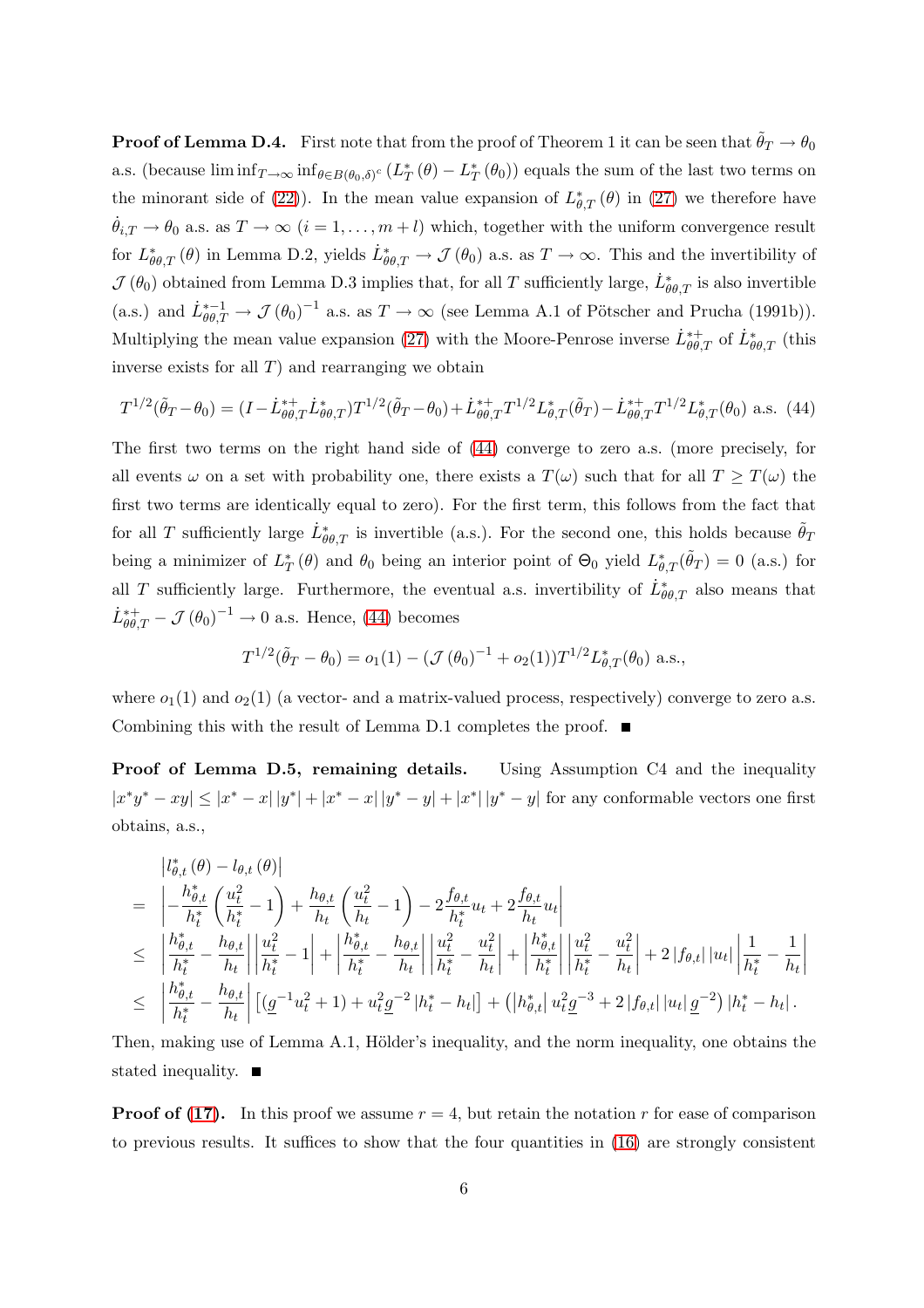**Proof of Lemma D.4.** First note that from the proof of Theorem 1 it can be seen that $\tilde{\theta}_T \to \theta_0$ a.s. (because $\liminf_{T\to\infty} \inf_{\theta \in B(\theta_0,\delta)^c} (L_T^*(\theta) - L_T^*(\theta_0))$ equals the sum of the last two terms on the minorant side of (22)). In the mean value expansion of $L_{\theta,T}^*(\theta)$ in (27) we therefore have $\dot{\theta}_{i,T} \to \theta_0$ a.s. as $T \to \infty$ $(i = 1, \ldots, m+l)$ which, together with the uniform convergence result for $L_{\theta\theta,T}^*(\theta)$ in Lemma D.2, yields $\dot{L}_{\theta\theta,T}^* \to \mathcal{J}(\theta_0)$ a.s. as $T \to \infty$. This and the invertibility of $\mathcal{J}(\theta_0)$ obtained from Lemma D.3 implies that, for all $T$ sufficiently large, $\dot{L}_{\theta\theta,T}^*$ is also invertible (a.s.) and $\dot{L}_{\theta\theta,T}^{*-1} \to \mathcal{J}(\theta_0)^{-1}$ a.s. as $T \to \infty$ (see Lemma A.1 of Pötscher and Prucha (1991b)). Multiplying the mean value expansion (27) with the Moore-Penrose inverse $\dot{L}_{\theta\theta,T}^{*+}$ of $\dot{L}_{\theta\theta,T}^*$ (this inverse exists for all $T$) and rearranging we obtain

$$T^{1/2}(\tilde{\theta}_T - \theta_0) = (I - \dot{L}_{\theta\theta,T}^{*+}\dot{L}_{\theta\theta,T}^*)T^{1/2}(\tilde{\theta}_T - \theta_0) + \dot{L}_{\theta\theta,T}^{*+}T^{1/2}L_{\theta,T}^*(\tilde{\theta}_T) - \dot{L}_{\theta\theta,T}^{*+}T^{1/2}L_{\theta,T}^*(\theta_0) \text{ a.s.} \quad (44)$$

The first two terms on the right hand side of (44) converge to zero a.s. (more precisely, for all events $\omega$ on a set with probability one, there exists a $T(\omega)$ such that for all $T \geq T(\omega)$ the first two terms are identically equal to zero). For the first term, this follows from the fact that for all $T$ sufficiently large $\dot{L}_{\theta\theta,T}^*$ is invertible (a.s.). For the second one, this holds because $\tilde{\theta}_T$ being a minimizer of $L_T^*(\theta)$ and $\theta_0$ being an interior point of $\Theta_0$ yield $L_{\theta,T}^*(\tilde{\theta}_T) = 0$ (a.s.) for all $T$ sufficiently large. Furthermore, the eventual a.s. invertibility of $\dot{L}_{\theta\theta,T}^*$ also means that $\dot{L}_{\theta\theta,T}^{*+} - \mathcal{J}(\theta_0)^{-1} \to 0$ a.s. Hence, (44) becomes

$$T^{1/2}(\tilde{\theta}_T - \theta_0) = o_1(1) - (\mathcal{J}(\theta_0)^{-1} + o_2(1))T^{1/2}L_{\theta,T}^*(\theta_0) \text{ a.s.},$$

where $o_1(1)$ and $o_2(1)$ (a vector- and a matrix-valued process, respectively) converge to zero a.s. Combining this with the result of Lemma D.1 completes the proof. ∎

**Proof of Lemma D.5, remaining details.** Using Assumption C4 and the inequality $|x^*y^* - xy| \leq |x^* - x|\,|y^*| + |x^* - x|\,|y^* - y| + |x^*|\,|y^* - y|$ for any conformable vectors one first obtains, a.s.,

$$\begin{aligned}
& \left| l_{\theta,t}^*(\theta) - l_{\theta,t}(\theta) \right| \\
= & \left| -\frac{h_{\theta,t}^*}{h_t^*}\left(\frac{u_t^2}{h_t^*} - 1\right) + \frac{h_{\theta,t}}{h_t}\left(\frac{u_t^2}{h_t} - 1\right) - 2\frac{f_{\theta,t}}{h_t^*}u_t + 2\frac{f_{\theta,t}}{h_t}u_t \right| \\
\leq & \left| \frac{h_{\theta,t}^*}{h_t^*} - \frac{h_{\theta,t}}{h_t} \right| \left| \frac{u_t^2}{h_t^*} - 1 \right| + \left| \frac{h_{\theta,t}^*}{h_t^*} - \frac{h_{\theta,t}}{h_t} \right| \left| \frac{u_t^2}{h_t^*} - \frac{u_t^2}{h_t} \right| + \left| \frac{h_{\theta,t}^*}{h_t^*} \right| \left| \frac{u_t^2}{h_t^*} - \frac{u_t^2}{h_t} \right| + 2\left| f_{\theta,t} \right| |u_t| \left| \frac{1}{h_t^*} - \frac{1}{h_t} \right| \\
\leq & \left| \frac{h_{\theta,t}^*}{h_t^*} - \frac{h_{\theta,t}}{h_t} \right| \left[ (\underline{g}^{-1}u_t^2 + 1) + u_t^2\underline{g}^{-2}\left| h_t^* - h_t \right| \right] + \left( \left| h_{\theta,t}^* \right| u_t^2\underline{g}^{-3} + 2\left| f_{\theta,t} \right| |u_t|\,\underline{g}^{-2} \right) \left| h_t^* - h_t \right|.
\end{aligned}$$

Then, making use of Lemma A.1, Hölder's inequality, and the norm inequality, one obtains the stated inequality. ∎

**Proof of (17).** In this proof we assume $r = 4$, but retain the notation $r$ for ease of comparison to previous results. It suffices to show that the four quantities in (16) are strongly consistent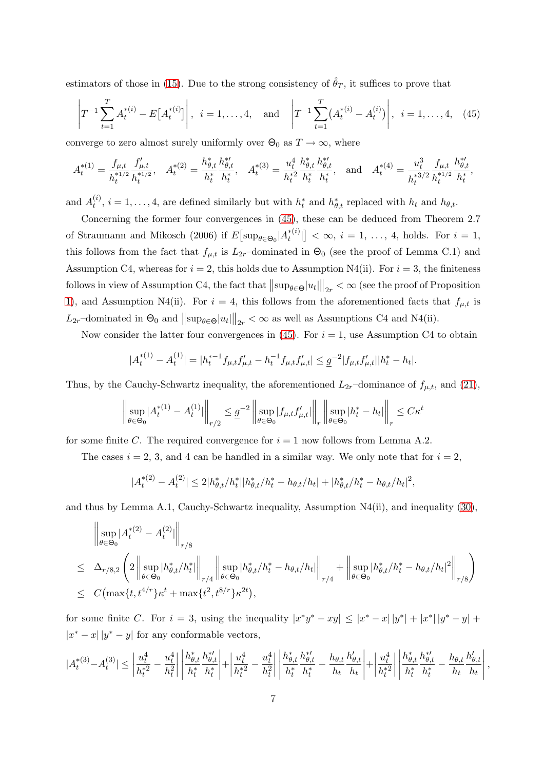estimators of those in (15). Due to the strong consistency of $\hat{\theta}_T$, it suffices to prove that

$$\left| T^{-1} \sum_{t=1}^{T} A_t^{*(i)} - E\big[A_t^{*(i)}\big] \right|, \ i = 1, \ldots, 4, \quad \text{and} \quad \left| T^{-1} \sum_{t=1}^{T} \big(A_t^{*(i)} - A_t^{(i)}\big) \right|, \ i = 1, \ldots, 4, \quad (45)$$

converge to zero almost surely uniformly over $\Theta_0$ as $T \to \infty$, where

$$A_t^{*(1)} = \frac{f_{\mu,t}}{h_t^{*1/2}} \frac{f'_{\mu,t}}{h_t^{*1/2}}, \quad A_t^{*(2)} = \frac{h_{\theta,t}^*}{h_t^*} \frac{h_{\theta,t}^{*\prime}}{h_t^*}, \quad A_t^{*(3)} = \frac{u_t^4}{h_t^{*2}} \frac{h_{\theta,t}^*}{h_t^*} \frac{h_{\theta,t}^{*\prime}}{h_t^*}, \quad \text{and} \quad A_t^{*(4)} = \frac{u_t^3}{h_t^{*3/2}} \frac{f_{\mu,t}}{h_t^{*1/2}} \frac{h_{\theta,t}^{*\prime}}{h_t^*},$$

and $A_t^{(i)}$, $i = 1, \ldots, 4$, are defined similarly but with $h_t^*$ and $h_{\theta,t}^*$ replaced with $h_t$ and $h_{\theta,t}$.

Concerning the former four convergences in (45), these can be deduced from Theorem 2.7 of Straumann and Mikosch (2006) if $E\big[\sup_{\theta \in \Theta_0} |A_t^{*(i)}|\big] < \infty$, $i = 1, \ldots, 4$, holds. For $i = 1$, this follows from the fact that $f_{\mu,t}$ is $L_{2r}$–dominated in $\Theta_0$ (see the proof of Lemma C.1) and Assumption C4, whereas for $i = 2$, this holds due to Assumption N4(ii). For $i = 3$, the finiteness follows in view of Assumption C4, the fact that $\big\|\sup_{\theta\in\Theta} |u_t|\big\|_{2r} < \infty$ (see the proof of Proposition 1), and Assumption N4(ii). For $i = 4$, this follows from the aforementioned facts that $f_{\mu,t}$ is $L_{2r}$–dominated in $\Theta_0$ and $\big\|\sup_{\theta\in\Theta} |u_t|\big\|_{2r} < \infty$ as well as Assumptions C4 and N4(ii).

Now consider the latter four convergences in (45). For $i = 1$, use Assumption C4 to obtain

$$|A_t^{*(1)} - A_t^{(1)}| = |h_t^{*-1} f_{\mu,t} f'_{\mu,t} - h_t^{-1} f_{\mu,t} f'_{\mu,t}| \le \underline{g}^{-2} |f_{\mu,t} f'_{\mu,t}| |h_t^* - h_t|.$$

Thus, by the Cauchy-Schwartz inequality, the aforementioned $L_{2r}$–dominance of $f_{\mu,t}$, and (21),

$$\left\| \sup_{\theta \in \Theta_0} |A_t^{*(1)} - A_t^{(1)}| \right\|_{r/2} \le \underline{g}^{-2} \left\| \sup_{\theta \in \Theta_0} |f_{\mu,t} f'_{\mu,t}| \right\|_{r} \left\| \sup_{\theta \in \Theta_0} |h_t^* - h_t| \right\|_{r} \le C \kappa^t$$

for some finite $C$. The required convergence for $i = 1$ now follows from Lemma A.2.

The cases $i = 2$, 3, and 4 can be handled in a similar way. We only note that for $i = 2$,

$$|A_t^{*(2)} - A_t^{(2)}| \le 2 |h_{\theta,t}^*/h_t^*| |h_{\theta,t}^*/h_t^* - h_{\theta,t}/h_t| + |h_{\theta,t}^*/h_t^* - h_{\theta,t}/h_t|^2,$$

and thus by Lemma A.1, Cauchy-Schwartz inequality, Assumption N4(ii), and inequality (30),

$$\begin{aligned}
&\left\| \sup_{\theta \in \Theta_0} |A_t^{*(2)} - A_t^{(2)}| \right\|_{r/8} \\
\le\ & \Delta_{r/8,2} \left( 2 \left\| \sup_{\theta \in \Theta_0} |h_{\theta,t}^*/h_t^*| \right\|_{r/4} \left\| \sup_{\theta \in \Theta_0} |h_{\theta,t}^*/h_t^* - h_{\theta,t}/h_t| \right\|_{r/4} + \left\| \sup_{\theta \in \Theta_0} |h_{\theta,t}^*/h_t^* - h_{\theta,t}/h_t|^2 \right\|_{r/8} \right) \\
\le\ & C\big(\max\{t, t^{4/r}\}\kappa^t + \max\{t^2, t^{8/r}\}\kappa^{2t}\big),
\end{aligned}$$

for some finite $C$. For $i = 3$, using the inequality $|x^* y^* - xy| \le |x^* - x|\,|y^*| + |x^*|\,|y^* - y| + |x^* - x|\,|y^* - y|$ for any conformable vectors,

$$|A_t^{*(3)} - A_t^{(3)}| \le \left| \frac{u_t^4}{h_t^{*2}} - \frac{u_t^4}{h_t^2} \right| \left| \frac{h_{\theta,t}^*}{h_t^*} \frac{h_{\theta,t}^{*\prime}}{h_t^*} \right| + \left| \frac{u_t^4}{h_t^{*2}} - \frac{u_t^4}{h_t^2} \right| \left| \frac{h_{\theta,t}^*}{h_t^*} \frac{h_{\theta,t}^{*\prime}}{h_t^*} - \frac{h_{\theta,t}}{h_t} \frac{h'_{\theta,t}}{h_t} \right| + \left| \frac{u_t^4}{h_t^{*2}} \right| \left| \frac{h_{\theta,t}^*}{h_t^*} \frac{h_{\theta,t}^{*\prime}}{h_t^*} - \frac{h_{\theta,t}}{h_t} \frac{h'_{\theta,t}}{h_t} \right|,$$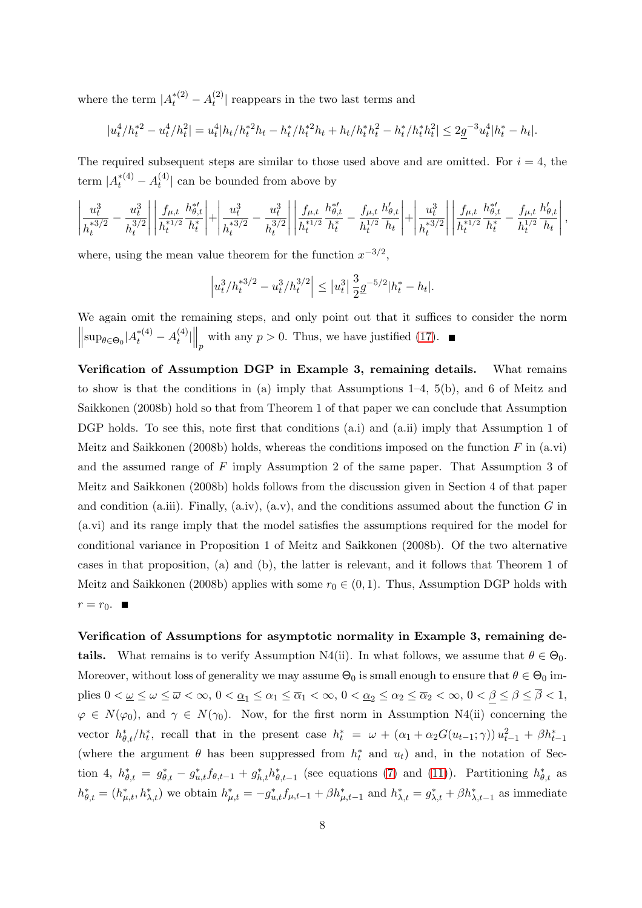where the term $|A_t^{*(2)} - A_t^{(2)}|$ reappears in the two last terms and

$$|u_t^4/h_t^{*2} - u_t^4/h_t^2| = u_t^4|h_t/h_t^{*2}h_t - h_t^*/h_t^{*2}h_t + h_t/h_t^*h_t^2 - h_t^*/h_t^*h_t^2| \leq 2\underline{g}^{-3}u_t^4|h_t^* - h_t|.$$

The required subsequent steps are similar to those used above and are omitted. For $i = 4$, the term $|A_t^{*(4)} - A_t^{(4)}|$ can be bounded from above by

$$\left|\frac{u_t^3}{h_t^{*3/2}} - \frac{u_t^3}{h_t^{3/2}}\right|\left|\frac{f_{\mu,t}}{h_t^{*1/2}}\frac{h_{\theta,t}^{*\prime}}{h_t^*}\right| + \left|\frac{u_t^3}{h_t^{*3/2}} - \frac{u_t^3}{h_t^{3/2}}\right|\left|\frac{f_{\mu,t}}{h_t^{*1/2}}\frac{h_{\theta,t}^{*\prime}}{h_t^*} - \frac{f_{\mu,t}}{h_t^{1/2}}\frac{h_{\theta,t}^{\prime}}{h_t}\right| + \left|\frac{u_t^3}{h_t^{*3/2}}\right|\left|\frac{f_{\mu,t}}{h_t^{*1/2}}\frac{h_{\theta,t}^{*\prime}}{h_t^*} - \frac{f_{\mu,t}}{h_t^{1/2}}\frac{h_{\theta,t}^{\prime}}{h_t}\right|,$$

where, using the mean value theorem for the function $x^{-3/2}$,

$$\left|u_t^3/h_t^{*3/2} - u_t^3/h_t^{3/2}\right| \leq |u_t^3|\frac{3}{2}\underline{g}^{-5/2}|h_t^* - h_t|.$$

We again omit the remaining steps, and only point out that it suffices to consider the norm $\left\|\sup_{\theta\in\Theta_0}|A_t^{*(4)} - A_t^{(4)}|\right\|_p$ with any $p > 0$. Thus, we have justified (17). ■

**Verification of Assumption DGP in Example 3, remaining details.** What remains to show is that the conditions in (a) imply that Assumptions 1–4, 5(b), and 6 of Meitz and Saikkonen (2008b) hold so that from Theorem 1 of that paper we can conclude that Assumption DGP holds. To see this, note first that conditions (a.i) and (a.ii) imply that Assumption 1 of Meitz and Saikkonen (2008b) holds, whereas the conditions imposed on the function $F$ in (a.vi) and the assumed range of $F$ imply Assumption 2 of the same paper. That Assumption 3 of Meitz and Saikkonen (2008b) holds follows from the discussion given in Section 4 of that paper and condition (a.iii). Finally, (a.iv), (a.v), and the conditions assumed about the function $G$ in (a.vi) and its range imply that the model satisfies the assumptions required for the model for conditional variance in Proposition 1 of Meitz and Saikkonen (2008b). Of the two alternative cases in that proposition, (a) and (b), the latter is relevant, and it follows that Theorem 1 of Meitz and Saikkonen (2008b) applies with some $r_0 \in (0, 1)$. Thus, Assumption DGP holds with $r = r_0$. ■

**Verification of Assumptions for asymptotic normality in Example 3, remaining details.** What remains is to verify Assumption N4(ii). In what follows, we assume that $\theta \in \Theta_0$. Moreover, without loss of generality we may assume $\Theta_0$ is small enough to ensure that $\theta \in \Theta_0$ implies $0 < \underline{\omega} \leq \omega \leq \overline{\omega} < \infty$, $0 < \underline{\alpha}_1 \leq \alpha_1 \leq \overline{\alpha}_1 < \infty$, $0 < \underline{\alpha}_2 \leq \alpha_2 \leq \overline{\alpha}_2 < \infty$, $0 < \underline{\beta} \leq \beta \leq \overline{\beta} < 1$, $\varphi \in N(\varphi_0)$, and $\gamma \in N(\gamma_0)$. Now, for the first norm in Assumption N4(ii) concerning the vector $h_{\theta,t}^*/h_t^*$, recall that in the present case $h_t^* = \omega + (\alpha_1 + \alpha_2 G(u_{t-1};\gamma))\, u_{t-1}^2 + \beta h_{t-1}^*$ (where the argument $\theta$ has been suppressed from $h_t^*$ and $u_t$) and, in the notation of Section 4, $h_{\theta,t}^* = g_{\theta,t}^* - g_{u,t}^* f_{\theta,t-1} + g_{h,t}^* h_{\theta,t-1}^*$ (see equations (7) and (11)). Partitioning $h_{\theta,t}^*$ as $h_{\theta,t}^* = (h_{\mu,t}^*, h_{\lambda,t}^*)$ we obtain $h_{\mu,t}^* = -g_{u,t}^* f_{\mu,t-1} + \beta h_{\mu,t-1}^*$ and $h_{\lambda,t}^* = g_{\lambda,t}^* + \beta h_{\lambda,t-1}^*$ as immediate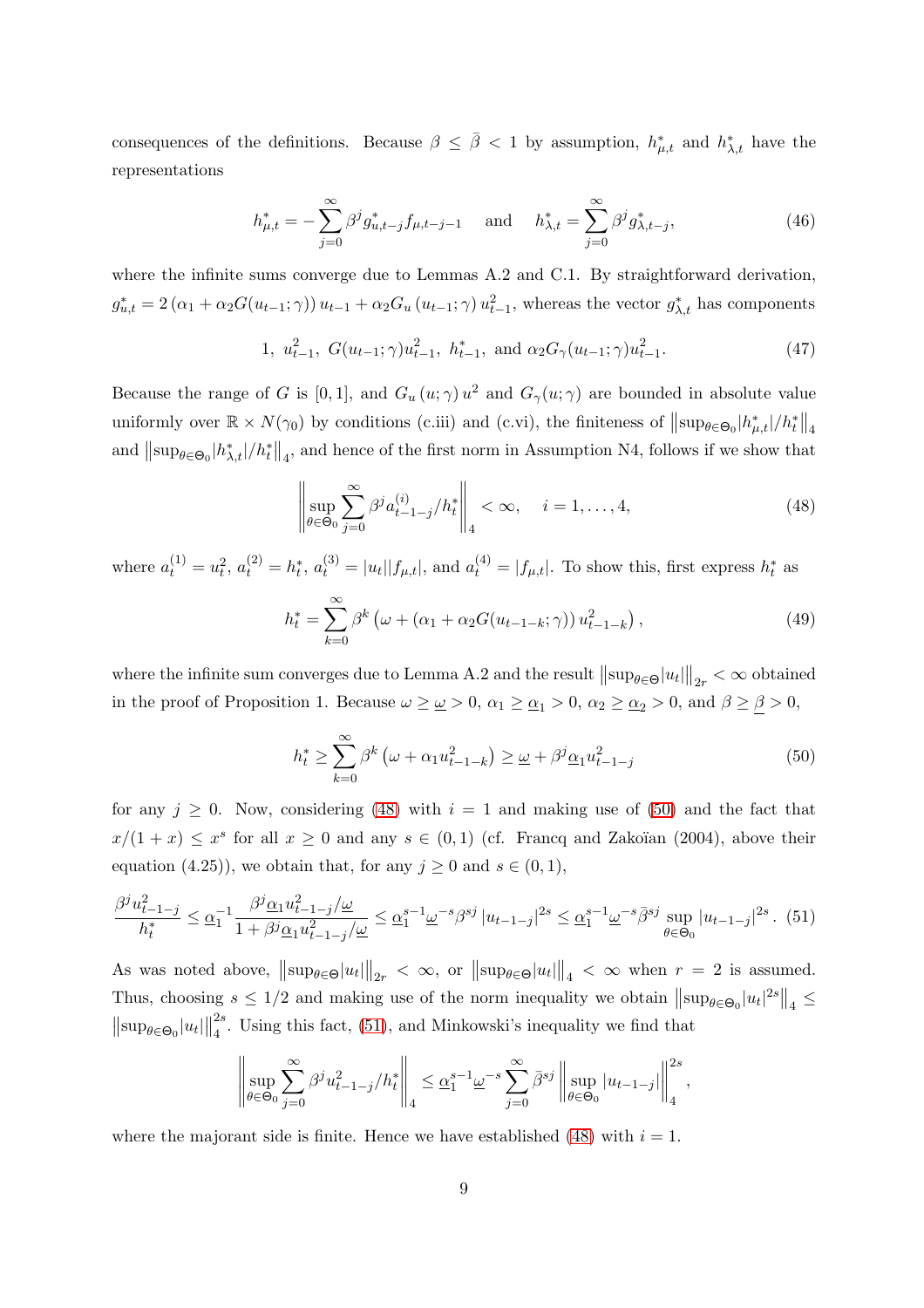consequences of the definitions. Because $\beta \leq \bar{\beta} < 1$ by assumption, $h^*_{\mu,t}$ and $h^*_{\lambda,t}$ have the representations

$$h^*_{\mu,t} = -\sum_{j=0}^{\infty} \beta^j g^*_{u,t-j} f_{\mu,t-j-1} \quad \text{and} \quad h^*_{\lambda,t} = \sum_{j=0}^{\infty} \beta^j g^*_{\lambda,t-j}, \tag{46}$$

where the infinite sums converge due to Lemmas A.2 and C.1. By straightforward derivation, $g^*_{u,t} = 2\left(\alpha_1 + \alpha_2 G(u_{t-1};\gamma)\right) u_{t-1} + \alpha_2 G_u\left(u_{t-1};\gamma\right) u^2_{t-1}$, whereas the vector $g^*_{\lambda,t}$ has components

$$1,\ u^2_{t-1},\ G(u_{t-1};\gamma)u^2_{t-1},\ h^*_{t-1},\ \text{and } \alpha_2 G_\gamma(u_{t-1};\gamma)u^2_{t-1}. \tag{47}$$

Because the range of $G$ is $[0,1]$, and $G_u\left(u;\gamma\right) u^2$ and $G_\gamma(u;\gamma)$ are bounded in absolute value uniformly over $\mathbb{R} \times N(\gamma_0)$ by conditions (c.iii) and (c.vi), the finiteness of $\left\| \sup_{\theta\in\Theta_0} |h^*_{\mu,t}|/h^*_t \right\|_4$ and $\left\| \sup_{\theta\in\Theta_0} |h^*_{\lambda,t}|/h^*_t \right\|_4$, and hence of the first norm in Assumption N4, follows if we show that

$$\left\| \sup_{\theta\in\Theta_0} \sum_{j=0}^{\infty} \beta^j a^{(i)}_{t-1-j}/h^*_t \right\|_4 < \infty, \quad i = 1,\ldots,4, \tag{48}$$

where $a^{(1)}_t = u^2_t$, $a^{(2)}_t = h^*_t$, $a^{(3)}_t = |u_t||f_{\mu,t}|$, and $a^{(4)}_t = |f_{\mu,t}|$. To show this, first express $h^*_t$ as

$$h^*_t = \sum_{k=0}^{\infty} \beta^k \left(\omega + \left(\alpha_1 + \alpha_2 G(u_{t-1-k};\gamma)\right) u^2_{t-1-k}\right), \tag{49}$$

where the infinite sum converges due to Lemma A.2 and the result $\left\| \sup_{\theta\in\Theta} |u_t| \right\|_{2r} < \infty$ obtained in the proof of Proposition 1. Because $\omega \geq \underline{\omega} > 0$, $\alpha_1 \geq \underline{\alpha}_1 > 0$, $\alpha_2 \geq \underline{\alpha}_2 > 0$, and $\beta \geq \underline{\beta} > 0$,

$$h^*_t \geq \sum_{k=0}^{\infty} \beta^k \left(\omega + \alpha_1 u^2_{t-1-k}\right) \geq \underline{\omega} + \beta^j \underline{\alpha}_1 u^2_{t-1-j} \tag{50}$$

for any $j \geq 0$. Now, considering (48) with $i = 1$ and making use of (50) and the fact that $x/(1+x) \leq x^s$ for all $x \geq 0$ and any $s \in (0,1)$ (cf. Francq and Zakoïan (2004), above their equation (4.25)), we obtain that, for any $j \geq 0$ and $s \in (0,1)$,

$$\frac{\beta^j u^2_{t-1-j}}{h^*_t} \leq \underline{\alpha}_1^{-1} \frac{\beta^j \underline{\alpha}_1 u^2_{t-1-j}/\underline{\omega}}{1 + \beta^j \underline{\alpha}_1 u^2_{t-1-j}/\underline{\omega}} \leq \underline{\alpha}_1^{s-1} \underline{\omega}^{-s} \beta^{sj} \left|u_{t-1-j}\right|^{2s} \leq \underline{\alpha}_1^{s-1} \underline{\omega}^{-s} \bar{\beta}^{sj} \sup_{\theta\in\Theta_0} \left|u_{t-1-j}\right|^{2s}. \tag{51}$$

As was noted above, $\left\| \sup_{\theta\in\Theta} |u_t| \right\|_{2r} < \infty$, or $\left\| \sup_{\theta\in\Theta} |u_t| \right\|_4 < \infty$ when $r = 2$ is assumed. Thus, choosing $s \leq 1/2$ and making use of the norm inequality we obtain $\left\| \sup_{\theta\in\Theta_0} |u_t|^{2s} \right\|_4 \leq \left\| \sup_{\theta\in\Theta_0} |u_t| \right\|^{2s}_4$. Using this fact, (51), and Minkowski's inequality we find that

$$\left\| \sup_{\theta\in\Theta_0} \sum_{j=0}^{\infty} \beta^j u^2_{t-1-j}/h^*_t \right\|_4 \leq \underline{\alpha}_1^{s-1} \underline{\omega}^{-s} \sum_{j=0}^{\infty} \bar{\beta}^{sj} \left\| \sup_{\theta\in\Theta_0} |u_{t-1-j}| \right\|^{2s}_4,$$

where the majorant side is finite. Hence we have established (48) with $i = 1$.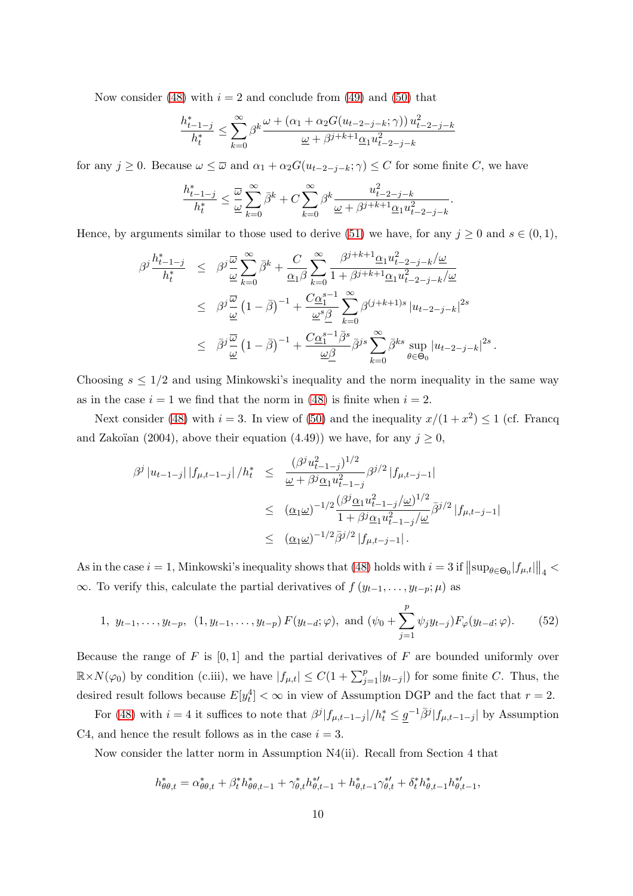Now consider (48) with $i = 2$ and conclude from (49) and (50) that

$$\frac{h^*_{t-1-j}}{h^*_t} \leq \sum_{k=0}^{\infty} \beta^k \frac{\omega + (\alpha_1 + \alpha_2 G(u_{t-2-j-k};\gamma))\, u^2_{t-2-j-k}}{\underline{\omega} + \beta^{j+k+1}\underline{\alpha}_1 u^2_{t-2-j-k}}$$

for any $j \geq 0$. Because $\omega \leq \overline{\omega}$ and $\alpha_1 + \alpha_2 G(u_{t-2-j-k};\gamma) \leq C$ for some finite $C$, we have

$$\frac{h^*_{t-1-j}}{h^*_t} \leq \frac{\overline{\omega}}{\underline{\omega}} \sum_{k=0}^{\infty} \bar{\beta}^k + C \sum_{k=0}^{\infty} \beta^k \frac{u^2_{t-2-j-k}}{\underline{\omega} + \beta^{j+k+1}\underline{\alpha}_1 u^2_{t-2-j-k}}.$$

Hence, by arguments similar to those used to derive (51) we have, for any $j \geq 0$ and $s \in (0,1)$,

$$\begin{aligned}
\beta^j \frac{h^*_{t-1-j}}{h^*_t} &\leq \beta^j \frac{\overline{\omega}}{\underline{\omega}} \sum_{k=0}^{\infty} \bar{\beta}^k + \frac{C}{\underline{\alpha}_1 \beta} \sum_{k=0}^{\infty} \frac{\beta^{j+k+1}\underline{\alpha}_1 u^2_{t-2-j-k}/\underline{\omega}}{1 + \beta^{j+k+1}\underline{\alpha}_1 u^2_{t-2-j-k}/\underline{\omega}} \\
&\leq \beta^j \frac{\overline{\omega}}{\underline{\omega}} \left(1 - \bar{\beta}\right)^{-1} + \frac{C\underline{\alpha}_1^{s-1}}{\underline{\omega}^s \underline{\beta}} \sum_{k=0}^{\infty} \beta^{(j+k+1)s} \left|u_{t-2-j-k}\right|^{2s} \\
&\leq \bar{\beta}^j \frac{\overline{\omega}}{\underline{\omega}} \left(1 - \bar{\beta}\right)^{-1} + \frac{C\underline{\alpha}_1^{s-1}\bar{\beta}^s}{\underline{\omega}\underline{\beta}} \bar{\beta}^{js} \sum_{k=0}^{\infty} \bar{\beta}^{ks} \sup_{\theta \in \Theta_0} \left|u_{t-2-j-k}\right|^{2s}.
\end{aligned}$$

Choosing $s \leq 1/2$ and using Minkowski's inequality and the norm inequality in the same way as in the case $i = 1$ we find that the norm in (48) is finite when $i = 2$.

Next consider (48) with $i = 3$. In view of (50) and the inequality $x/(1+x^2) \leq 1$ (cf. Francq and Zakoïan (2004), above their equation (4.49)) we have, for any $j \geq 0$,

$$\begin{aligned}
\beta^j \left|u_{t-1-j}\right| \left|f_{\mu,t-1-j}\right| / h^*_t &\leq \frac{(\beta^j u^2_{t-1-j})^{1/2}}{\underline{\omega} + \beta^j \underline{\alpha}_1 u^2_{t-1-j}} \beta^{j/2} \left|f_{\mu,t-j-1}\right| \\
&\leq (\underline{\alpha}_1 \underline{\omega})^{-1/2} \frac{(\beta^j \underline{\alpha}_1 u^2_{t-1-j}/\underline{\omega})^{1/2}}{1 + \beta^j \underline{\alpha}_1 u^2_{t-1-j}/\underline{\omega}} \bar{\beta}^{j/2} \left|f_{\mu,t-j-1}\right| \\
&\leq (\underline{\alpha}_1 \underline{\omega})^{-1/2} \bar{\beta}^{j/2} \left|f_{\mu,t-j-1}\right|.
\end{aligned}$$

As in the case $i = 1$, Minkowski's inequality shows that (48) holds with $i = 3$ if $\left\|\sup_{\theta \in \Theta_0} |f_{\mu,t}|\right\|_4 < \infty$. To verify this, calculate the partial derivatives of $f(y_{t-1}, \ldots, y_{t-p}; \mu)$ as

$$1,\ y_{t-1}, \ldots, y_{t-p},\ \ (1, y_{t-1}, \ldots, y_{t-p})\, F(y_{t-d}; \varphi),\ \text{and}\ (\psi_0 + \sum_{j=1}^{p} \psi_j y_{t-j}) F_\varphi(y_{t-d}; \varphi). \tag{52}$$

Because the range of $F$ is $[0,1]$ and the partial derivatives of $F$ are bounded uniformly over $\mathbb{R} \times N(\varphi_0)$ by condition (c.iii), we have $|f_{\mu,t}| \leq C(1 + \sum_{j=1}^{p} |y_{t-j}|)$ for some finite $C$. Thus, the desired result follows because $E[y^4_t] < \infty$ in view of Assumption DGP and the fact that $r = 2$.

For (48) with $i = 4$ it suffices to note that $\beta^j |f_{\mu,t-1-j}|/h^*_t \leq \underline{g}^{-1} \bar{\beta}^j |f_{\mu,t-1-j}|$ by Assumption C4, and hence the result follows as in the case $i = 3$.

Now consider the latter norm in Assumption N4(ii). Recall from Section 4 that

$$h^*_{\theta\theta,t} = \alpha^*_{\theta\theta,t} + \beta^*_t h^*_{\theta\theta,t-1} + \gamma^*_{\theta,t} h^{*\prime}_{\theta,t-1} + h^*_{\theta,t-1} \gamma^{*\prime}_{\theta,t} + \delta^*_t h^*_{\theta,t-1} h^{*\prime}_{\theta,t-1},$$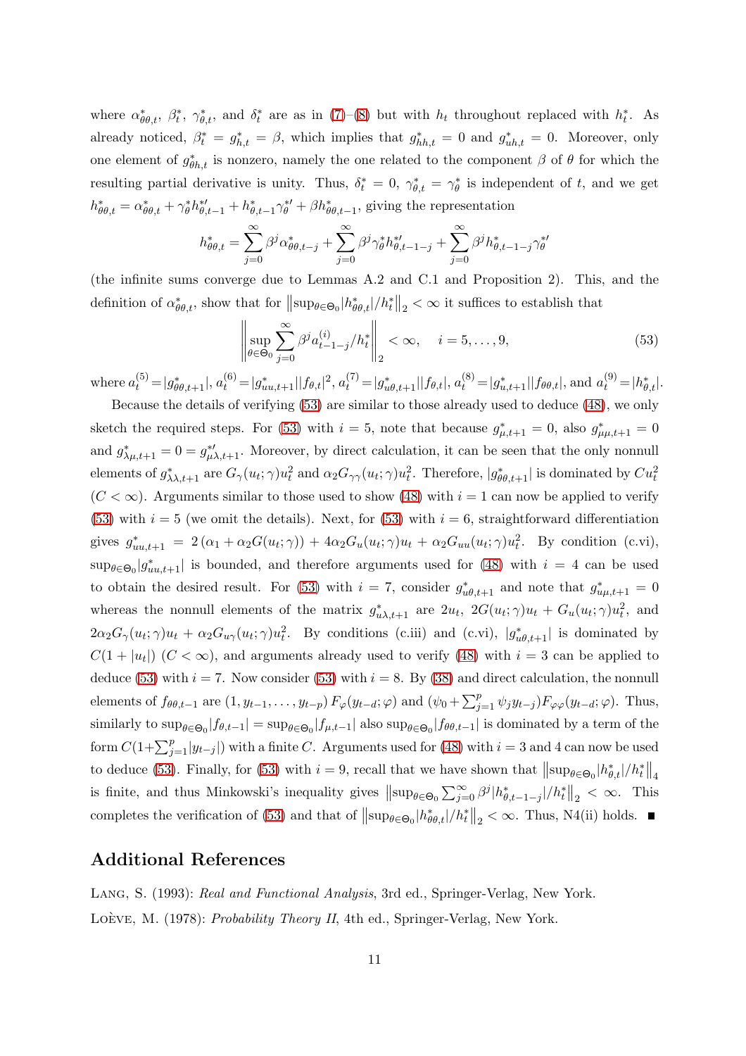where $\alpha^*_{\theta\theta,t}$, $\beta^*_t$, $\gamma^*_{\theta,t}$, and $\delta^*_t$ are as in (7)–(8) but with $h_t$ throughout replaced with $h^*_t$. As already noticed, $\beta^*_t = g^*_{h,t} = \beta$, which implies that $g^*_{hh,t} = 0$ and $g^*_{uh,t} = 0$. Moreover, only one element of $g^*_{\theta h,t}$ is nonzero, namely the one related to the component $\beta$ of $\theta$ for which the resulting partial derivative is unity. Thus, $\delta^*_t = 0$, $\gamma^*_{\theta,t} = \gamma^*_\theta$ is independent of $t$, and we get $h^*_{\theta\theta,t} = \alpha^*_{\theta\theta,t} + \gamma^*_\theta h^{*\prime}_{\theta,t-1} + h^*_{\theta,t-1}\gamma^{*\prime}_\theta + \beta h^*_{\theta\theta,t-1}$, giving the representation

$$h^*_{\theta\theta,t} = \sum_{j=0}^{\infty} \beta^j \alpha^*_{\theta\theta,t-j} + \sum_{j=0}^{\infty} \beta^j \gamma^*_\theta h^{*\prime}_{\theta,t-1-j} + \sum_{j=0}^{\infty} \beta^j h^*_{\theta,t-1-j}\gamma^{*\prime}_\theta$$

(the infinite sums converge due to Lemmas A.2 and C.1 and Proposition 2). This, and the definition of $\alpha^*_{\theta\theta,t}$, show that for $\left\|\sup_{\theta\in\Theta_0}|h^*_{\theta\theta,t}|/h^*_t\right\|_2 < \infty$ it suffices to establish that

$$\left\|\sup_{\theta\in\Theta_0} \sum_{j=0}^{\infty} \beta^j a^{(i)}_{t-1-j}/h^*_t\right\|_2 < \infty, \quad i = 5, \ldots, 9, \tag{53}$$

where $a^{(5)}_t = |g^*_{\theta\theta,t+1}|$, $a^{(6)}_t = |g^*_{uu,t+1}||f_{\theta,t}|^2$, $a^{(7)}_t = |g^*_{u\theta,t+1}||f_{\theta,t}|$, $a^{(8)}_t = |g^*_{u,t+1}||f_{\theta\theta,t}|$, and $a^{(9)}_t = |h^*_{\theta,t}|$.

Because the details of verifying (53) are similar to those already used to deduce (48), we only sketch the required steps. For (53) with $i = 5$, note that because $g^*_{\mu,t+1} = 0$, also $g^*_{\mu\mu,t+1} = 0$ and $g^*_{\lambda\mu,t+1} = 0 = g^{*\prime}_{\mu\lambda,t+1}$. Moreover, by direct calculation, it can be seen that the only nonnull elements of $g^*_{\lambda\lambda,t+1}$ are $G_\gamma(u_t;\gamma)u^2_t$ and $\alpha_2 G_{\gamma\gamma}(u_t;\gamma)u^2_t$. Therefore, $|g^*_{\theta\theta,t+1}|$ is dominated by $Cu^2_t$ ($C < \infty$). Arguments similar to those used to show (48) with $i = 1$ can now be applied to verify (53) with $i = 5$ (we omit the details). Next, for (53) with $i = 6$, straightforward differentiation gives $g^*_{uu,t+1} = 2(\alpha_1 + \alpha_2 G(u_t;\gamma)) + 4\alpha_2 G_u(u_t;\gamma)u_t + \alpha_2 G_{uu}(u_t;\gamma)u^2_t$. By condition (c.vi), $\sup_{\theta\in\Theta_0}|g^*_{uu,t+1}|$ is bounded, and therefore arguments used for (48) with $i = 4$ can be used to obtain the desired result. For (53) with $i = 7$, consider $g^*_{u\theta,t+1}$ and note that $g^*_{u\mu,t+1} = 0$ whereas the nonnull elements of the matrix $g^*_{u\lambda,t+1}$ are $2u_t$, $2G(u_t;\gamma)u_t + G_u(u_t;\gamma)u^2_t$, and $2\alpha_2 G_\gamma(u_t;\gamma)u_t + \alpha_2 G_{u\gamma}(u_t;\gamma)u^2_t$. By conditions (c.iii) and (c.vi), $|g^*_{u\theta,t+1}|$ is dominated by $C(1 + |u_t|)$ ($C < \infty$), and arguments already used to verify (48) with $i = 3$ can be applied to deduce (53) with $i = 7$. Now consider (53) with $i = 8$. By (38) and direct calculation, the nonnull elements of $f_{\theta\theta,t-1}$ are $(1, y_{t-1}, \ldots, y_{t-p})\,F_\varphi(y_{t-d};\varphi)$ and $(\psi_0 + \sum_{j=1}^{p}\psi_j y_{t-j})F_{\varphi\varphi}(y_{t-d};\varphi)$. Thus, similarly to $\sup_{\theta\in\Theta_0}|f_{\theta,t-1}| = \sup_{\theta\in\Theta_0}|f_{\mu,t-1}|$ also $\sup_{\theta\in\Theta_0}|f_{\theta\theta,t-1}|$ is dominated by a term of the form $C(1+\sum_{j=1}^{p}|y_{t-j}|)$ with a finite $C$. Arguments used for (48) with $i = 3$ and 4 can now be used to deduce (53). Finally, for (53) with $i = 9$, recall that we have shown that $\left\|\sup_{\theta\in\Theta_0}|h^*_{\theta,t}|/h^*_t\right\|_4$ is finite, and thus Minkowski's inequality gives $\left\|\sup_{\theta\in\Theta_0}\sum_{j=0}^{\infty}\beta^j|h^*_{\theta,t-1-j}|/h^*_t\right\|_2 < \infty$. This completes the verification of (53) and that of $\left\|\sup_{\theta\in\Theta_0}|h^*_{\theta\theta,t}|/h^*_t\right\|_2 < \infty$. Thus, N4(ii) holds. ∎

## Additional References

Lang, S. (1993): *Real and Functional Analysis*, 3rd ed., Springer-Verlag, New York.

Loève, M. (1978): *Probability Theory II*, 4th ed., Springer-Verlag, New York.